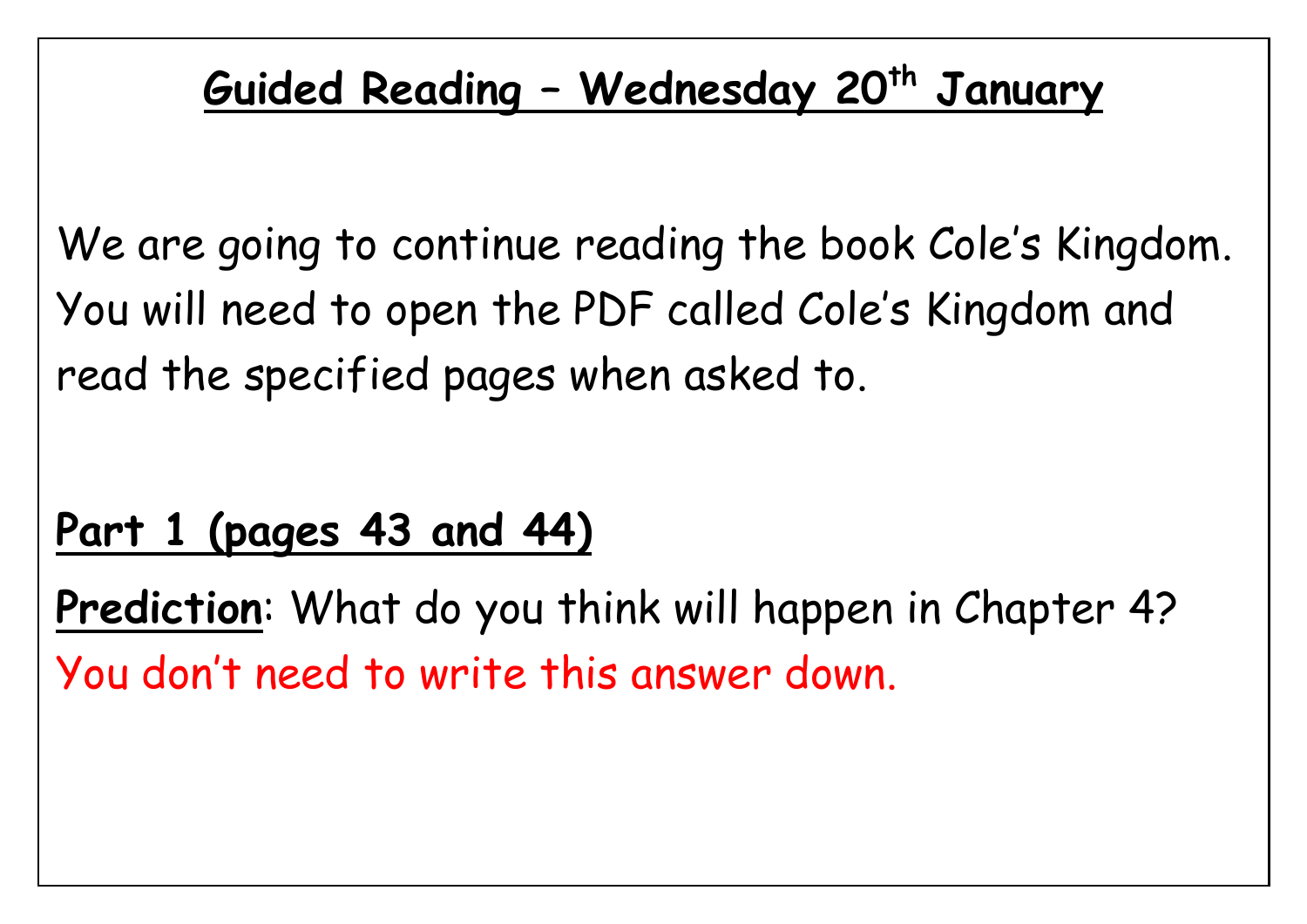# Guided Reading – Wednesday 20th January

We are going to continue reading the book Cole's Kingdom. You will need to open the PDF called Cole's Kingdom and read the specified pages when asked to.

## Part 1 (pages 43 and 44)

**Prediction**: What do you think will happen in Chapter 4?

You don't need to write this answer down.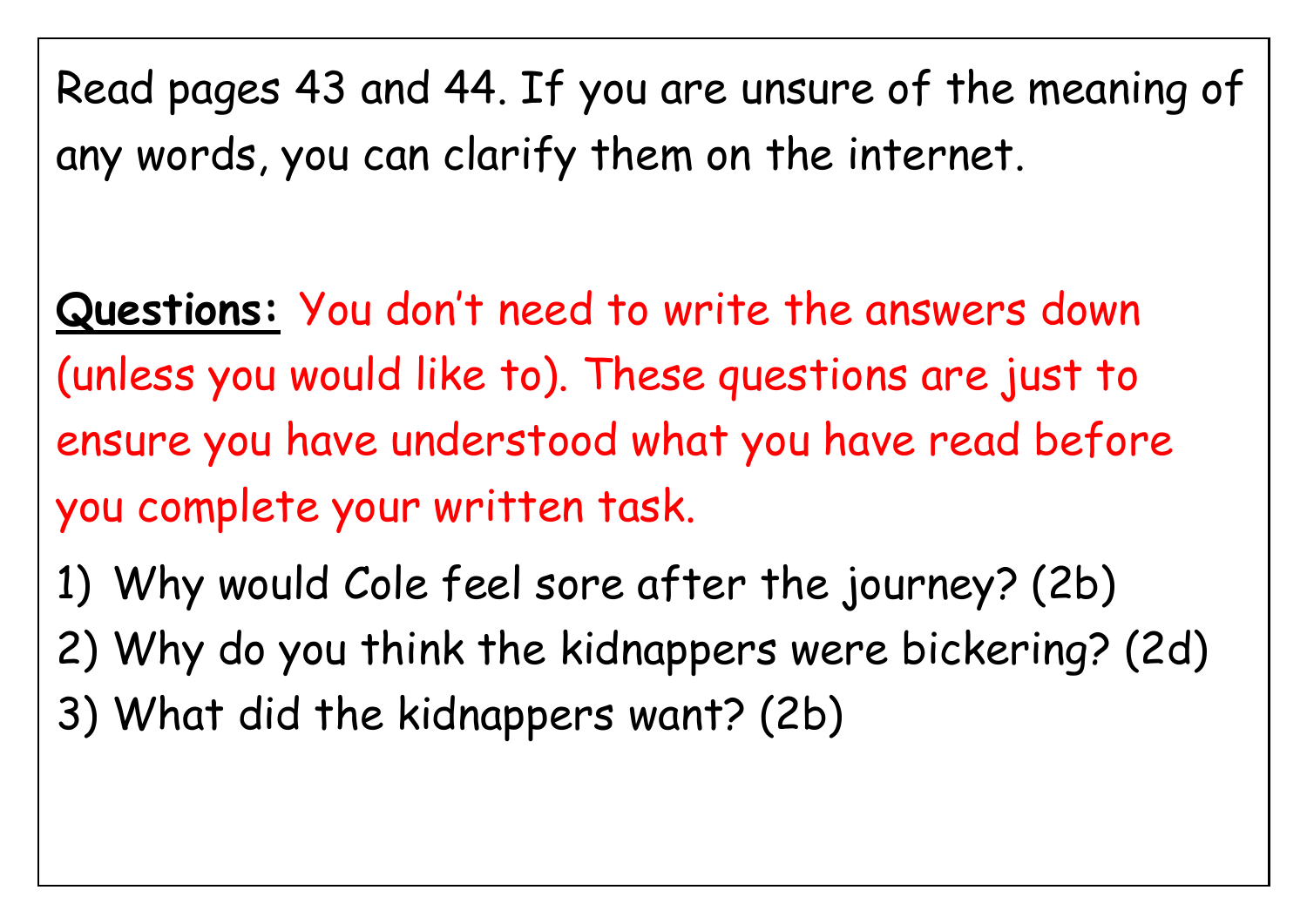Read pages 43 and 44. If you are unsure of the meaning of any words, you can clarify them on the internet.

**<u>Questions:</u>** You don't need to write the answers down (unless you would like to). These questions are just to ensure you have understood what you have read before you complete your written task.

1) Why would Cole feel sore after the journey? (2b)
2) Why do you think the kidnappers were bickering? (2d)
3) What did the kidnappers want? (2b)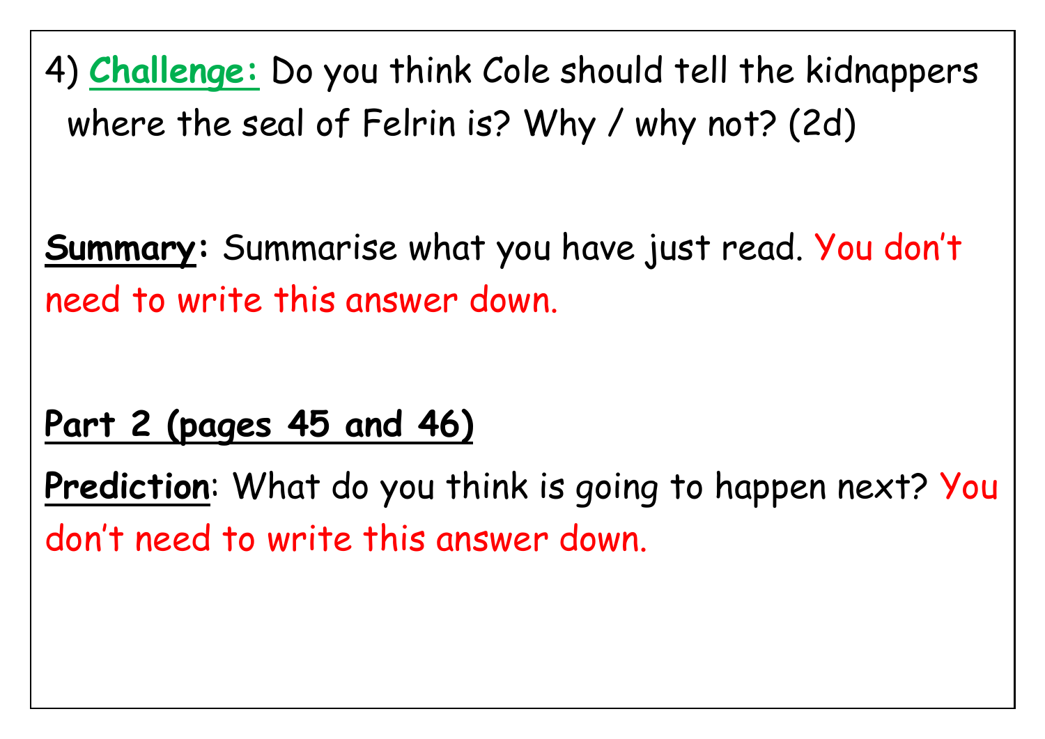4) **Challenge:** Do you think Cole should tell the kidnappers where the seal of Felrin is? Why / why not? (2d)

**Summary:** Summarise what you have just read. You don't need to write this answer down.

**Part 2 (pages 45 and 46)**

**Prediction**: What do you think is going to happen next? You don't need to write this answer down.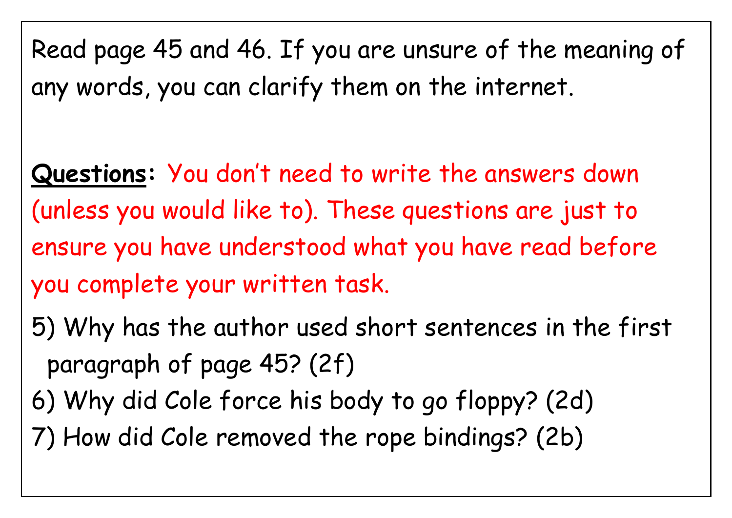Read page 45 and 46. If you are unsure of the meaning of any words, you can clarify them on the internet.

**<u>Questions</u>:** You don't need to write the answers down (unless you would like to). These questions are just to ensure you have understood what you have read before you complete your written task.

5) Why has the author used short sentences in the first paragraph of page 45? (2f)
6) Why did Cole force his body to go floppy? (2d)
7) How did Cole removed the rope bindings? (2b)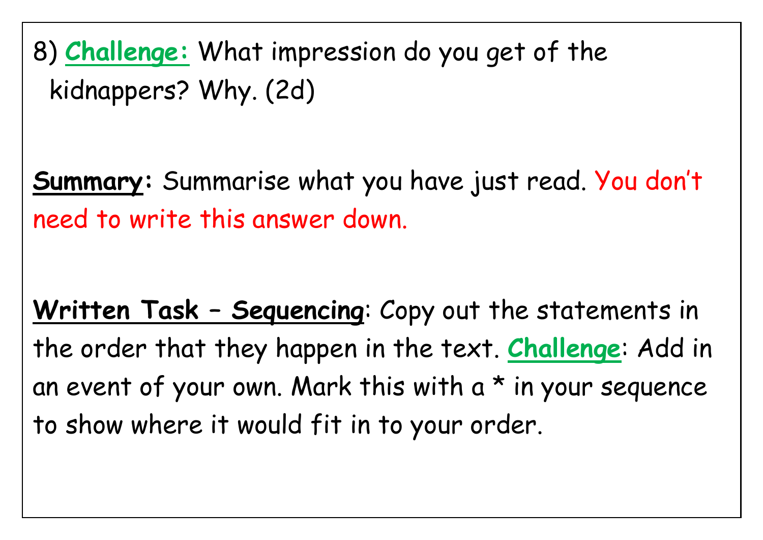8) **Challenge:** What impression do you get of the kidnappers? Why. (2d)

**Summary:** Summarise what you have just read. You don't need to write this answer down.

**Written Task – Sequencing**: Copy out the statements in the order that they happen in the text. **Challenge**: Add in an event of your own. Mark this with a * in your sequence to show where it would fit in to your order.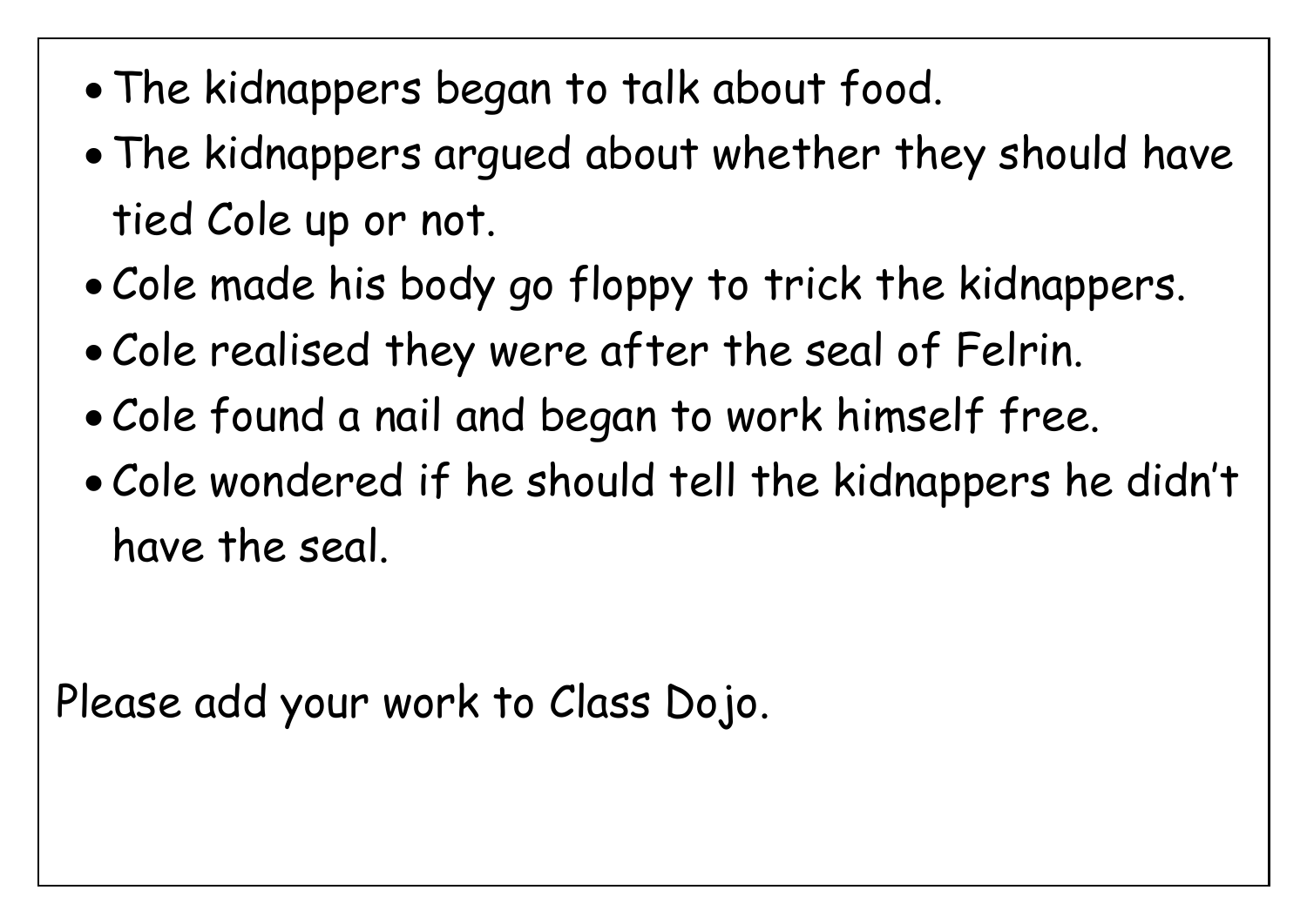- The kidnappers began to talk about food.
- The kidnappers argued about whether they should have tied Cole up or not.
- Cole made his body go floppy to trick the kidnappers.
- Cole realised they were after the seal of Felrin.
- Cole found a nail and began to work himself free.
- Cole wondered if he should tell the kidnappers he didn't have the seal.

Please add your work to Class Dojo.